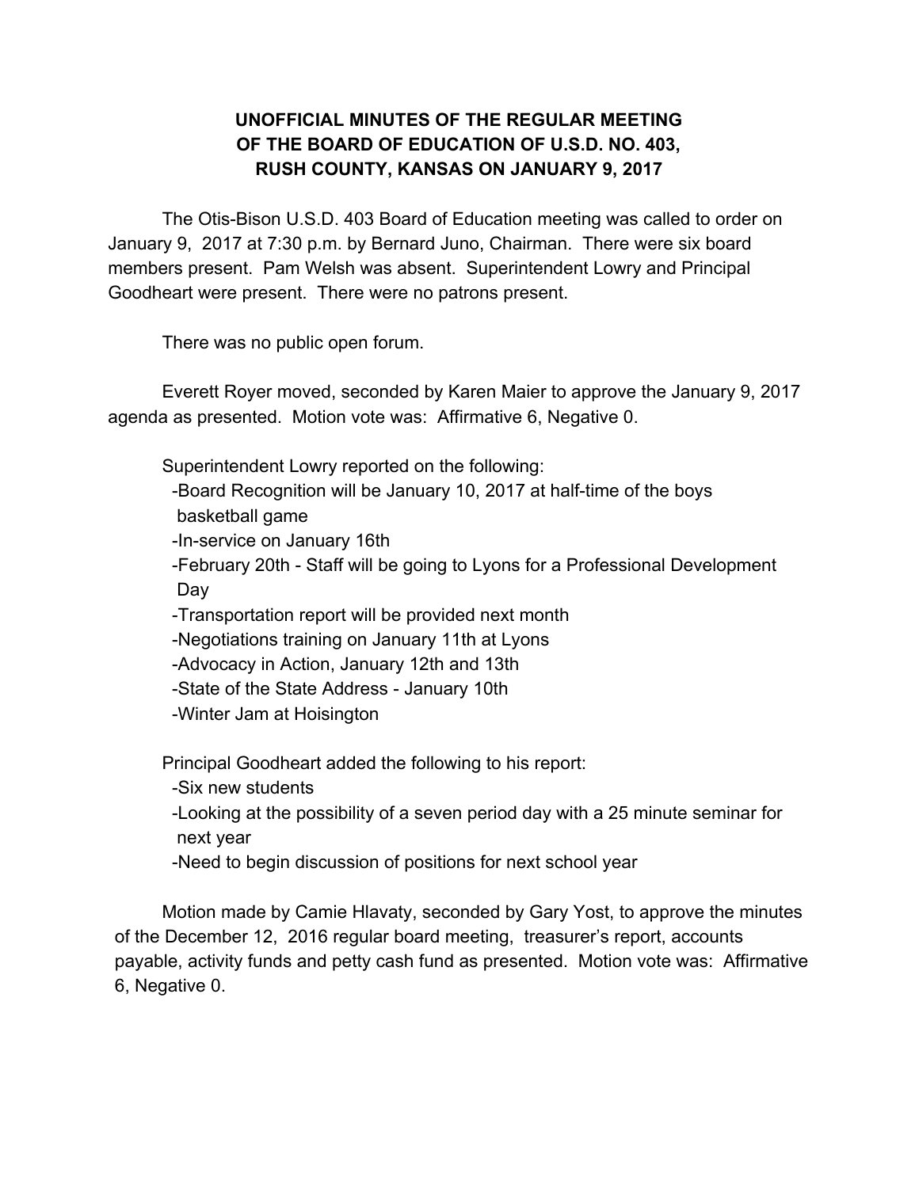**UNOFFICIAL MINUTES OF THE REGULAR MEETING OF THE BOARD OF EDUCATION OF U.S.D. NO. 403, RUSH COUNTY, KANSAS ON JANUARY 9, 2017**

The Otis-Bison U.S.D. 403 Board of Education meeting was called to order on January 9, 2017 at 7:30 p.m. by Bernard Juno, Chairman. There were six board members present. Pam Welsh was absent. Superintendent Lowry and Principal Goodheart were present. There were no patrons present.

There was no public open forum.

Everett Royer moved, seconded by Karen Maier to approve the January 9, 2017 agenda as presented. Motion vote was: Affirmative 6, Negative 0.

Superintendent Lowry reported on the following:

- Board Recognition will be January 10, 2017 at half-time of the boys basketball game
- In-service on January 16th
- February 20th - Staff will be going to Lyons for a Professional Development Day
- Transportation report will be provided next month
- Negotiations training on January 11th at Lyons
- Advocacy in Action, January 12th and 13th
- State of the State Address - January 10th
- Winter Jam at Hoisington

Principal Goodheart added the following to his report:

- Six new students
- Looking at the possibility of a seven period day with a 25 minute seminar for next year
- Need to begin discussion of positions for next school year

Motion made by Camie Hlavaty, seconded by Gary Yost, to approve the minutes of the December 12, 2016 regular board meeting, treasurer's report, accounts payable, activity funds and petty cash fund as presented. Motion vote was: Affirmative 6, Negative 0.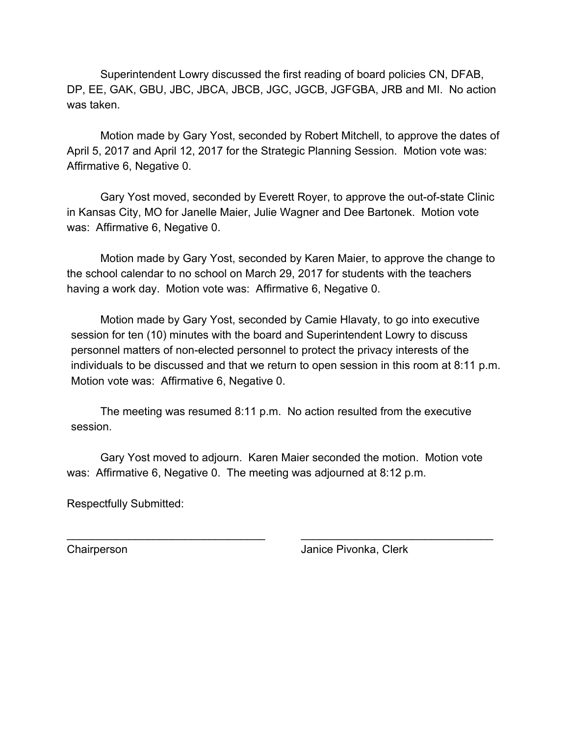Superintendent Lowry discussed the first reading of board policies CN, DFAB, DP, EE, GAK, GBU, JBC, JBCA, JBCB, JGC, JGCB, JGFGBA, JRB and MI. No action was taken.

Motion made by Gary Yost, seconded by Robert Mitchell, to approve the dates of April 5, 2017 and April 12, 2017 for the Strategic Planning Session. Motion vote was: Affirmative 6, Negative 0.

Gary Yost moved, seconded by Everett Royer, to approve the out-of-state Clinic in Kansas City, MO for Janelle Maier, Julie Wagner and Dee Bartonek. Motion vote was: Affirmative 6, Negative 0.

Motion made by Gary Yost, seconded by Karen Maier, to approve the change to the school calendar to no school on March 29, 2017 for students with the teachers having a work day. Motion vote was: Affirmative 6, Negative 0.

Motion made by Gary Yost, seconded by Camie Hlavaty, to go into executive session for ten (10) minutes with the board and Superintendent Lowry to discuss personnel matters of non-elected personnel to protect the privacy interests of the individuals to be discussed and that we return to open session in this room at 8:11 p.m. Motion vote was: Affirmative 6, Negative 0.

The meeting was resumed 8:11 p.m. No action resulted from the executive session.

Gary Yost moved to adjourn. Karen Maier seconded the motion. Motion vote was: Affirmative 6, Negative 0. The meeting was adjourned at 8:12 p.m.

Respectfully Submitted:

\_\_\_\_\_\_\_\_\_\_\_\_\_\_\_\_\_\_\_\_\_\_\_\_\_\_\_\_\_\_\_\_ \_\_\_\_\_\_\_\_\_\_\_\_\_\_\_\_\_\_\_\_\_\_\_\_\_\_\_\_\_\_\_\_

Chairperson Janice Pivonka, Clerk